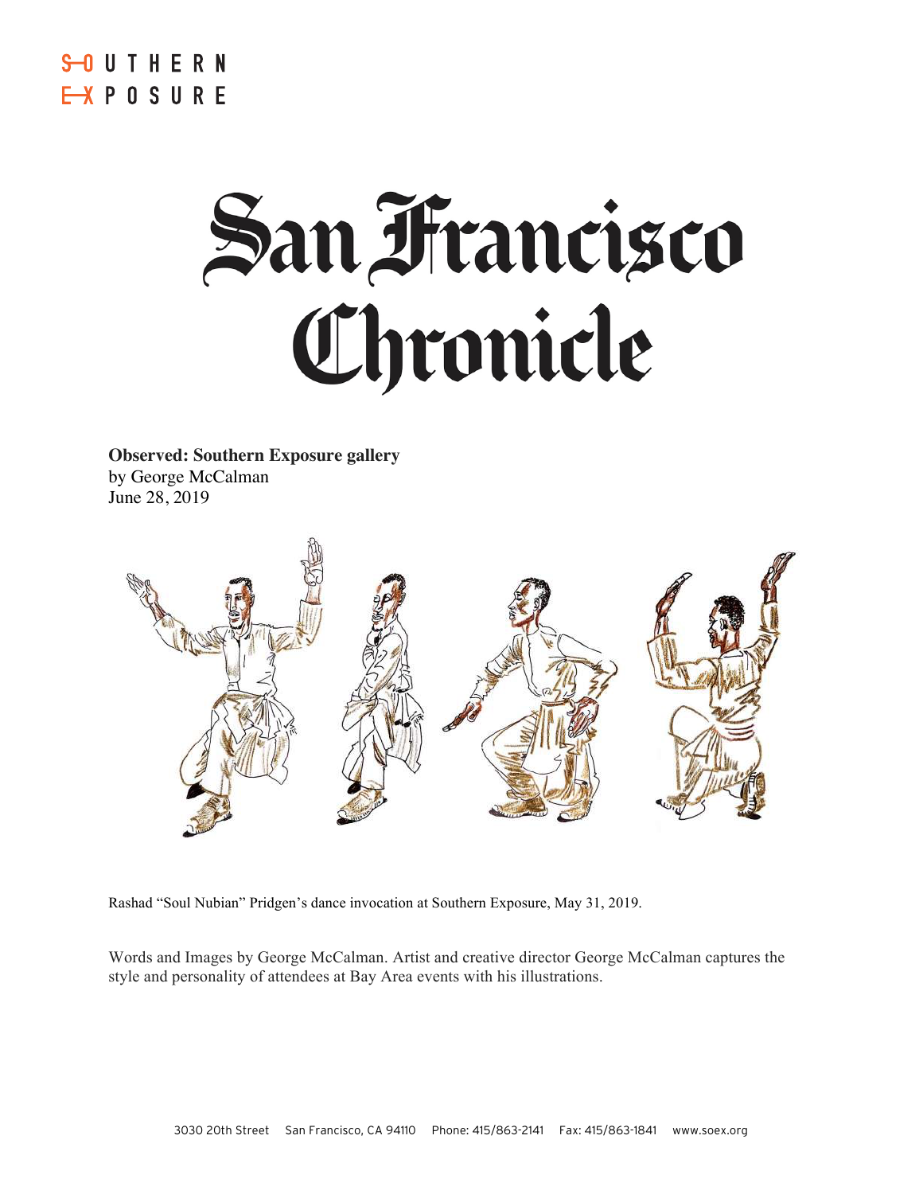SOUTHERN
EXPOSURE

# San Francisco Chronicle

**Observed: Southern Exposure gallery**
by George McCalman
June 28, 2019

Rashad "Soul Nubian" Pridgen's dance invocation at Southern Exposure, May 31, 2019.

Words and Images by George McCalman. Artist and creative director George McCalman captures the style and personality of attendees at Bay Area events with his illustrations.

3030 20th Street San Francisco, CA 94110 Phone: 415/863-2141 Fax: 415/863-1841 www.soex.org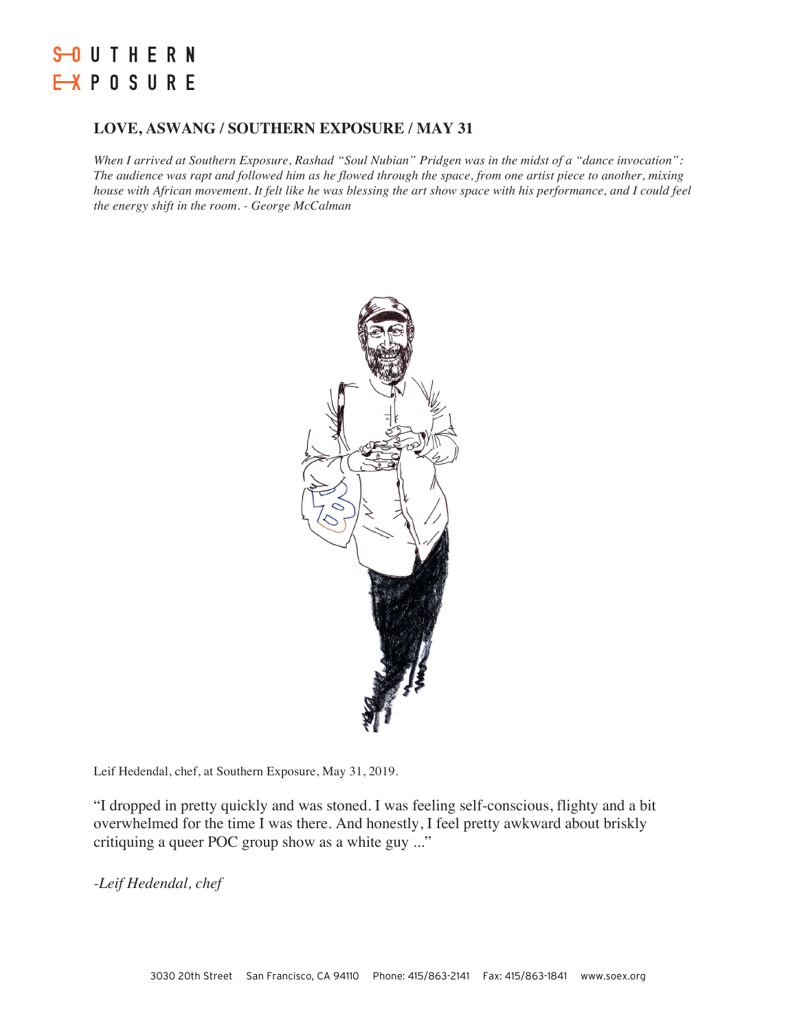**LOVE, ASWANG / SOUTHERN EXPOSURE / MAY 31**

*When I arrived at Southern Exposure, Rashad "Soul Nubian" Pridgen was in the midst of a "dance invocation": The audience was rapt and followed him as he flowed through the space, from one artist piece to another, mixing house with African movement. It felt like he was blessing the art show space with his performance, and I could feel the energy shift in the room. - George McCalman*

Leif Hedendal, chef, at Southern Exposure, May 31, 2019.

"I dropped in pretty quickly and was stoned. I was feeling self-conscious, flighty and a bit overwhelmed for the time I was there. And honestly, I feel pretty awkward about briskly critiquing a queer POC group show as a white guy ..."

*-Leif Hedendal, chef*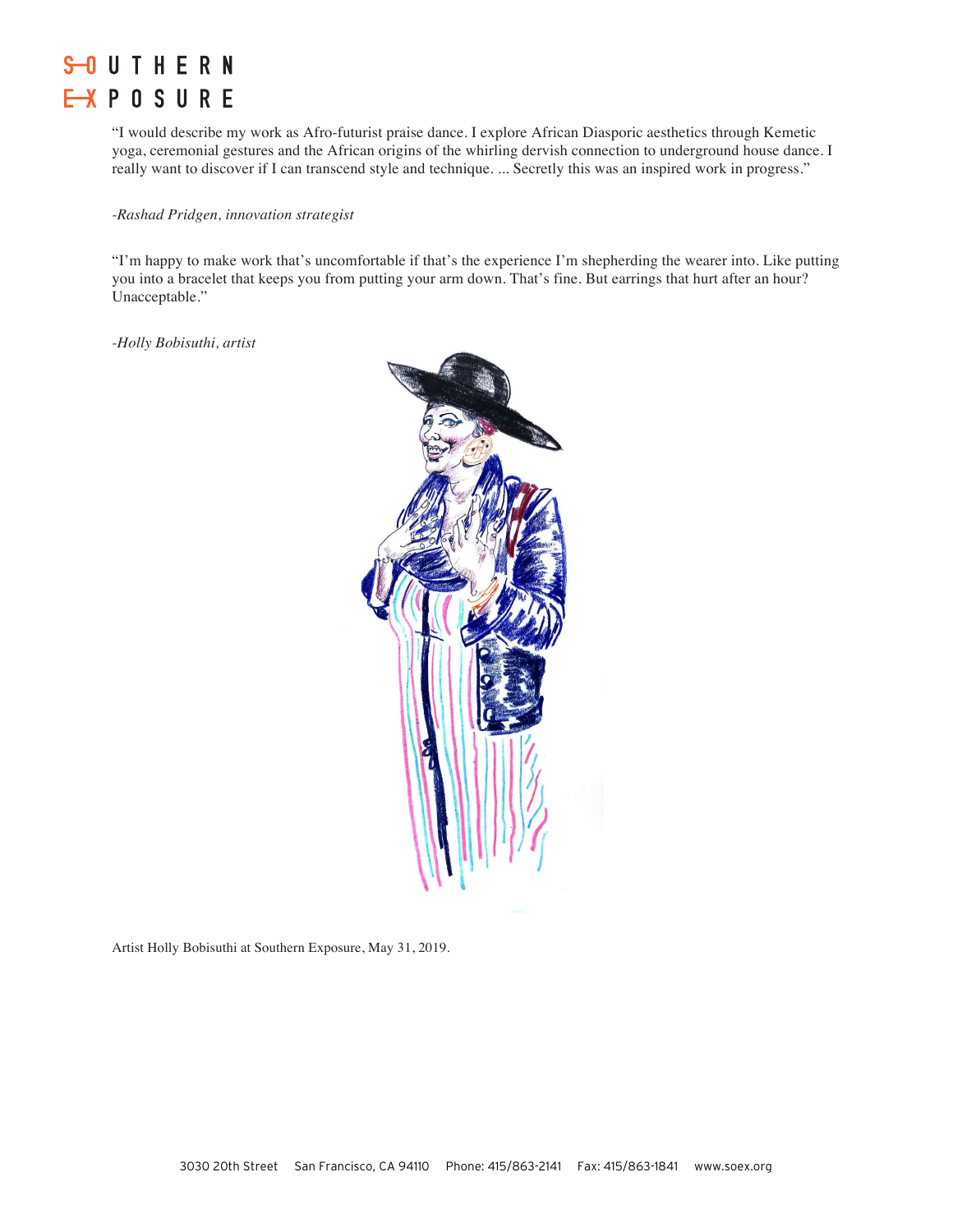"I would describe my work as Afro-futurist praise dance. I explore African Diasporic aesthetics through Kemetic yoga, ceremonial gestures and the African origins of the whirling dervish connection to underground house dance. I really want to discover if I can transcend style and technique. ... Secretly this was an inspired work in progress."

*-Rashad Pridgen, innovation strategist*

"I'm happy to make work that's uncomfortable if that's the experience I'm shepherding the wearer into. Like putting you into a bracelet that keeps you from putting your arm down. That's fine. But earrings that hurt after an hour? Unacceptable."

*-Holly Bobisuthi, artist*

Artist Holly Bobisuthi at Southern Exposure, May 31, 2019.